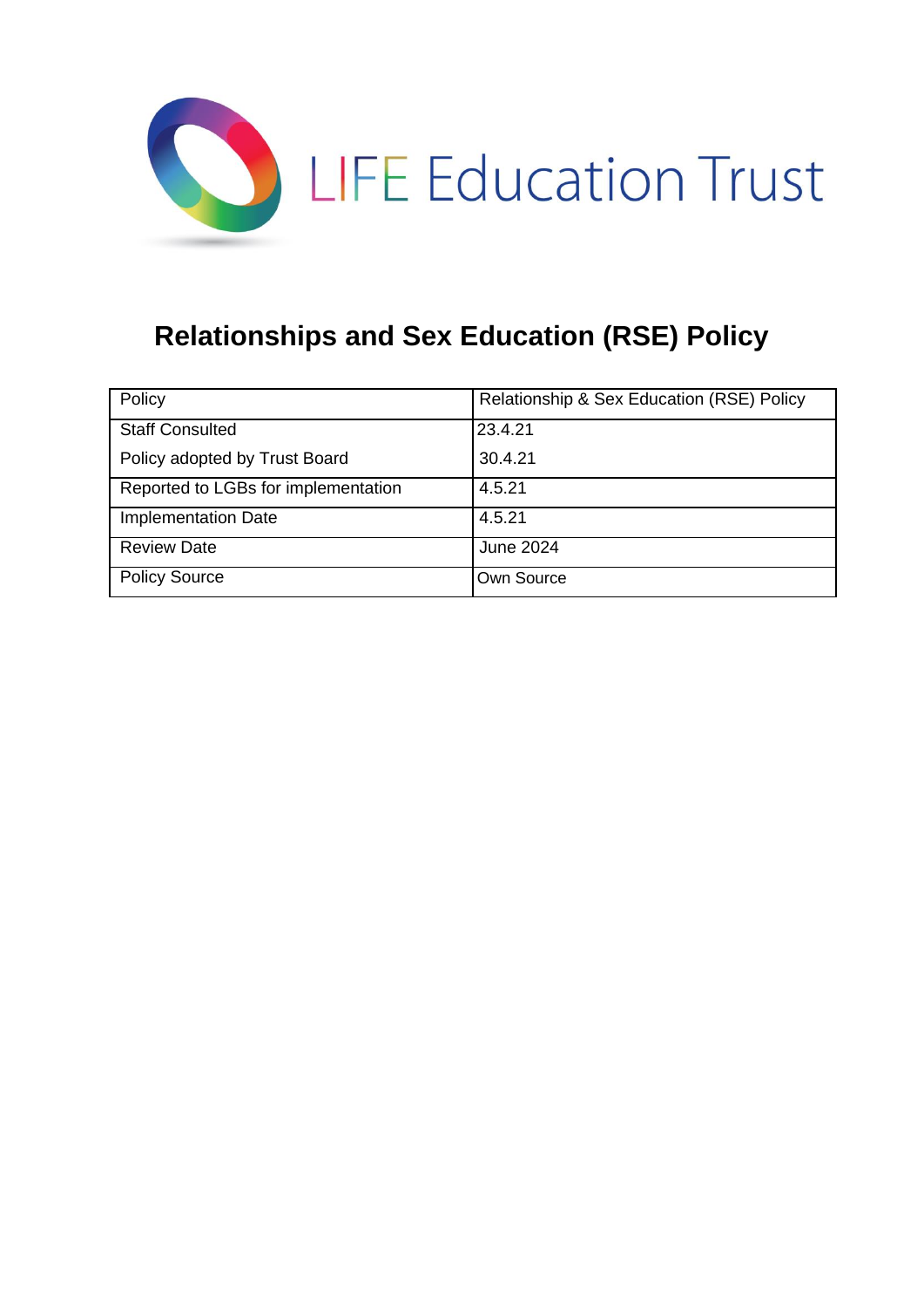LIFE Education Trust

# Relationships and Sex Education (RSE) Policy

| Policy | Relationship & Sex Education (RSE) Policy |
|---|---|
| Staff Consulted<br>Policy adopted by Trust Board | 23.4.21<br>30.4.21 |
| Reported to LGBs for implementation | 4.5.21 |
| Implementation Date | 4.5.21 |
| Review Date | June 2024 |
| Policy Source | Own Source |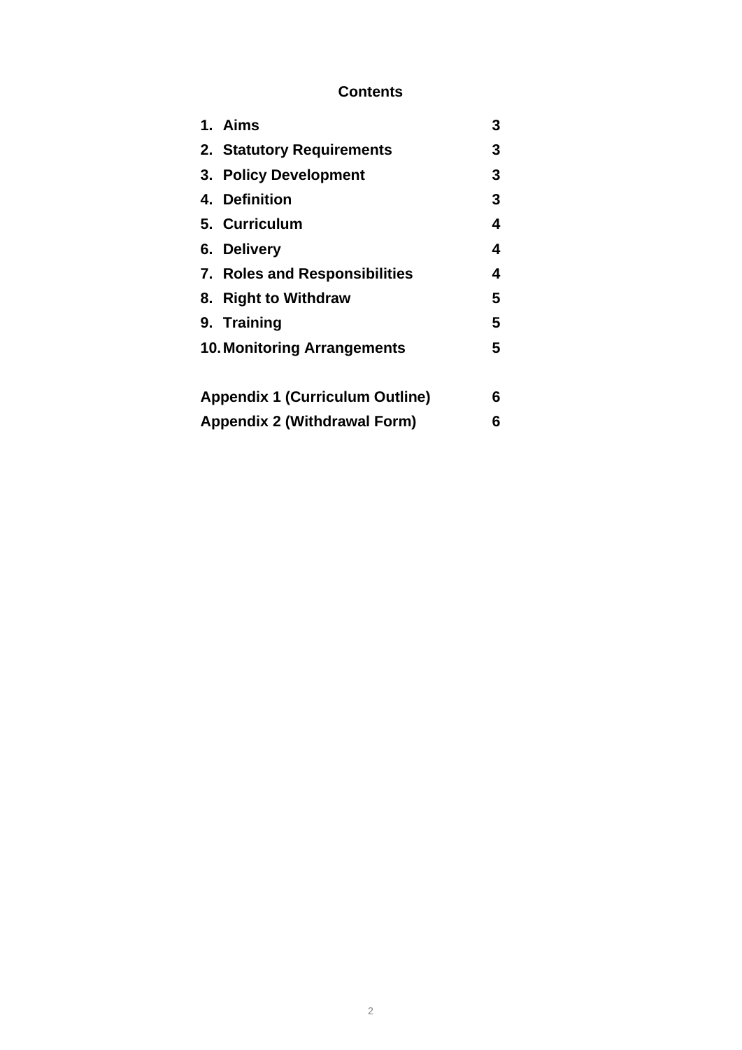**Contents**

| | |
|---|---|
| **1. Aims** | **3** |
| **2. Statutory Requirements** | **3** |
| **3. Policy Development** | **3** |
| **4. Definition** | **3** |
| **5. Curriculum** | **4** |
| **6. Delivery** | **4** |
| **7. Roles and Responsibilities** | **4** |
| **8. Right to Withdraw** | **5** |
| **9. Training** | **5** |
| **10. Monitoring Arrangements** | **5** |
| | |
| **Appendix 1 (Curriculum Outline)** | **6** |
| **Appendix 2 (Withdrawal Form)** | **6** |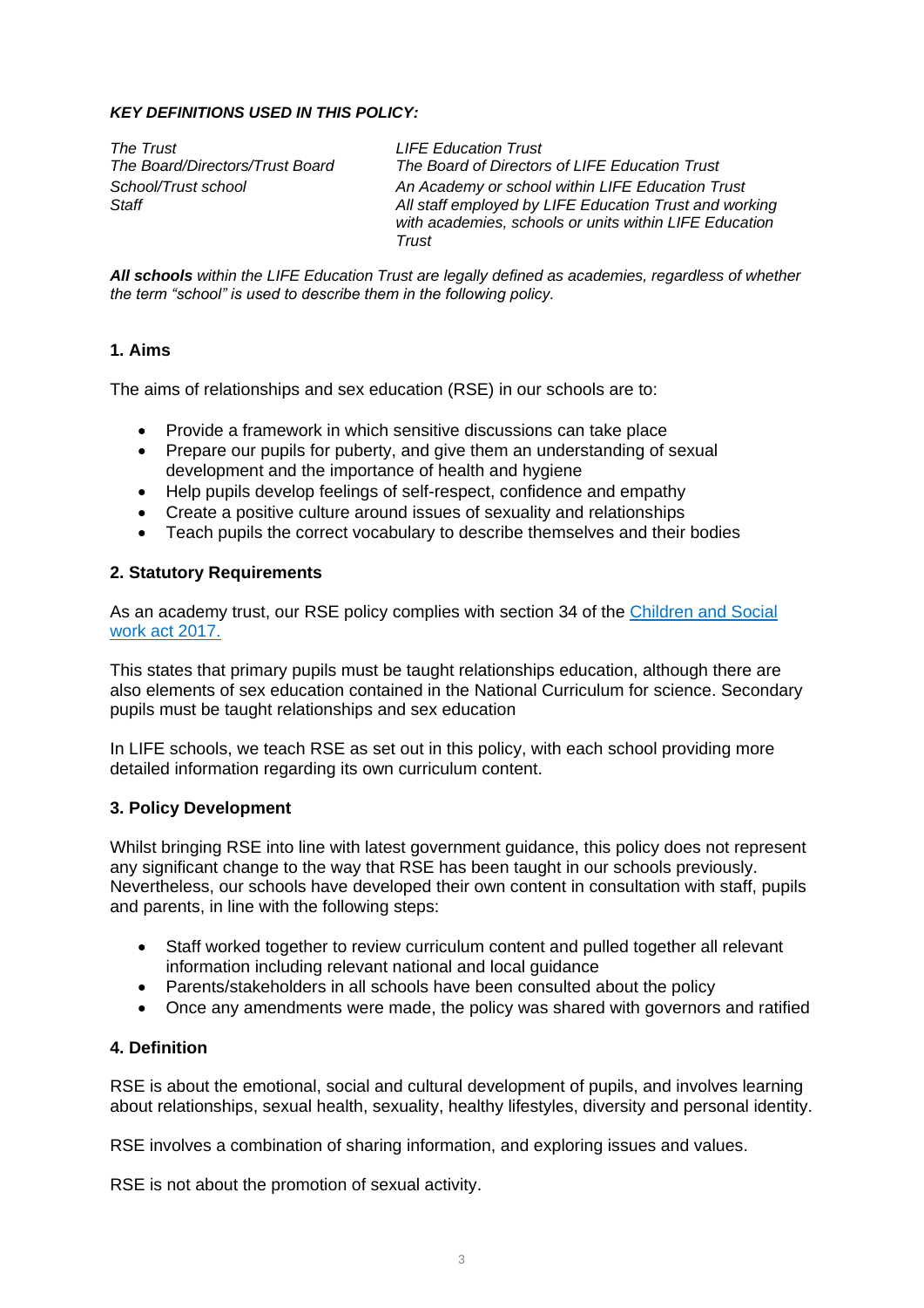***KEY DEFINITIONS USED IN THIS POLICY:***

| | |
|---|---|
| *The Trust* | *LIFE Education Trust* |
| *The Board/Directors/Trust Board* | *The Board of Directors of LIFE Education Trust* |
| *School/Trust school* | *An Academy or school within LIFE Education Trust* |
| *Staff* | *All staff employed by LIFE Education Trust and working with academies, schools or units within LIFE Education Trust* |

***All schools*** *within the LIFE Education Trust are legally defined as academies, regardless of whether the term "school" is used to describe them in the following policy.*

## 1. Aims

The aims of relationships and sex education (RSE) in our schools are to:

- Provide a framework in which sensitive discussions can take place
- Prepare our pupils for puberty, and give them an understanding of sexual development and the importance of health and hygiene
- Help pupils develop feelings of self-respect, confidence and empathy
- Create a positive culture around issues of sexuality and relationships
- Teach pupils the correct vocabulary to describe themselves and their bodies

## 2. Statutory Requirements

As an academy trust, our RSE policy complies with section 34 of the Children and Social work act 2017.

This states that primary pupils must be taught relationships education, although there are also elements of sex education contained in the National Curriculum for science. Secondary pupils must be taught relationships and sex education

In LIFE schools, we teach RSE as set out in this policy, with each school providing more detailed information regarding its own curriculum content.

## 3. Policy Development

Whilst bringing RSE into line with latest government guidance, this policy does not represent any significant change to the way that RSE has been taught in our schools previously. Nevertheless, our schools have developed their own content in consultation with staff, pupils and parents, in line with the following steps:

- Staff worked together to review curriculum content and pulled together all relevant information including relevant national and local guidance
- Parents/stakeholders in all schools have been consulted about the policy
- Once any amendments were made, the policy was shared with governors and ratified

## 4. Definition

RSE is about the emotional, social and cultural development of pupils, and involves learning about relationships, sexual health, sexuality, healthy lifestyles, diversity and personal identity.

RSE involves a combination of sharing information, and exploring issues and values.

RSE is not about the promotion of sexual activity.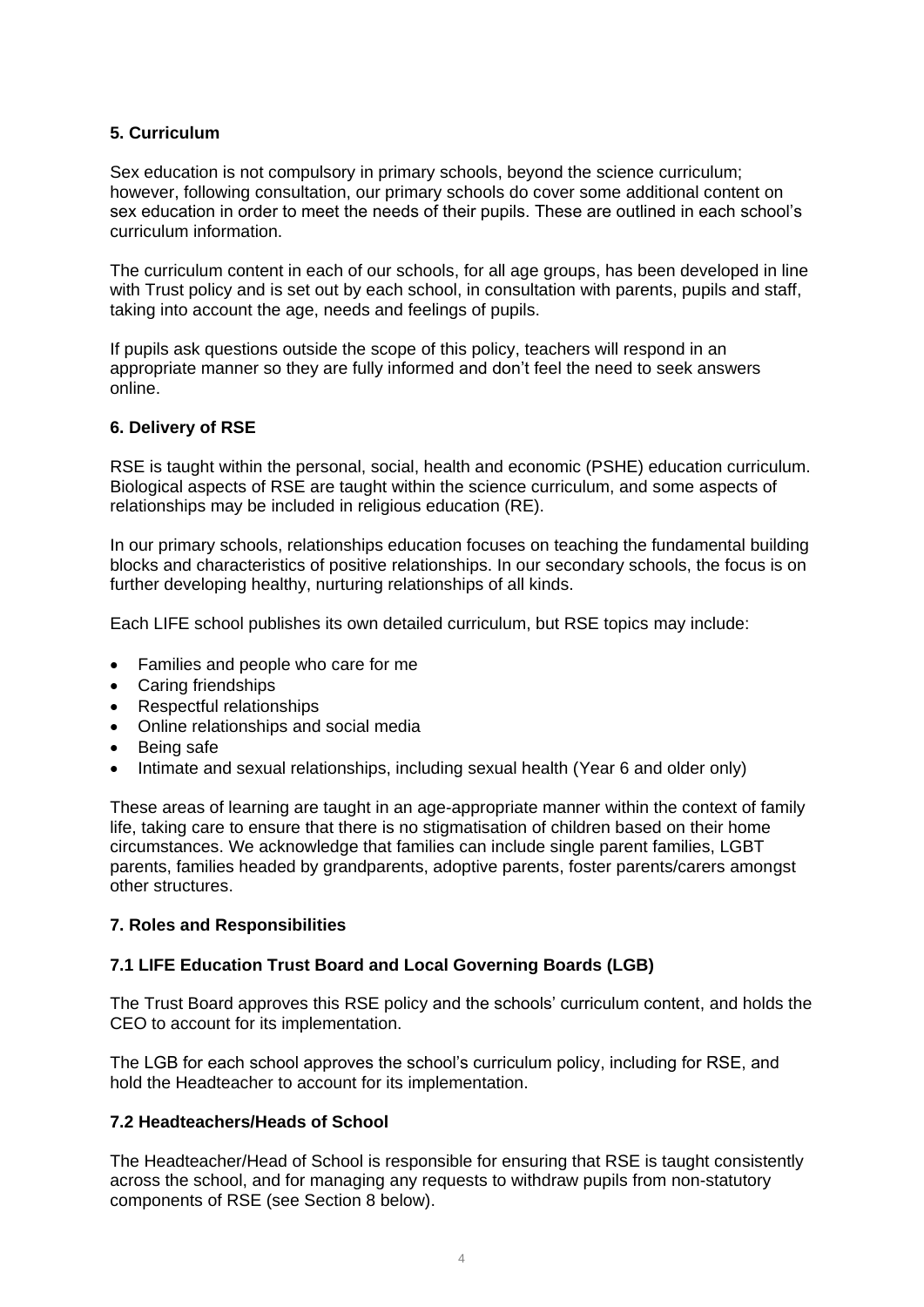## 5. Curriculum

Sex education is not compulsory in primary schools, beyond the science curriculum; however, following consultation, our primary schools do cover some additional content on sex education in order to meet the needs of their pupils. These are outlined in each school's curriculum information.

The curriculum content in each of our schools, for all age groups, has been developed in line with Trust policy and is set out by each school, in consultation with parents, pupils and staff, taking into account the age, needs and feelings of pupils.

If pupils ask questions outside the scope of this policy, teachers will respond in an appropriate manner so they are fully informed and don't feel the need to seek answers online.

## 6. Delivery of RSE

RSE is taught within the personal, social, health and economic (PSHE) education curriculum. Biological aspects of RSE are taught within the science curriculum, and some aspects of relationships may be included in religious education (RE).

In our primary schools, relationships education focuses on teaching the fundamental building blocks and characteristics of positive relationships. In our secondary schools, the focus is on further developing healthy, nurturing relationships of all kinds.

Each LIFE school publishes its own detailed curriculum, but RSE topics may include:

- Families and people who care for me
- Caring friendships
- Respectful relationships
- Online relationships and social media
- Being safe
- Intimate and sexual relationships, including sexual health (Year 6 and older only)

These areas of learning are taught in an age-appropriate manner within the context of family life, taking care to ensure that there is no stigmatisation of children based on their home circumstances. We acknowledge that families can include single parent families, LGBT parents, families headed by grandparents, adoptive parents, foster parents/carers amongst other structures.

## 7. Roles and Responsibilities

### 7.1 LIFE Education Trust Board and Local Governing Boards (LGB)

The Trust Board approves this RSE policy and the schools' curriculum content, and holds the CEO to account for its implementation.

The LGB for each school approves the school's curriculum policy, including for RSE, and hold the Headteacher to account for its implementation.

### 7.2 Headteachers/Heads of School

The Headteacher/Head of School is responsible for ensuring that RSE is taught consistently across the school, and for managing any requests to withdraw pupils from non-statutory components of RSE (see Section 8 below).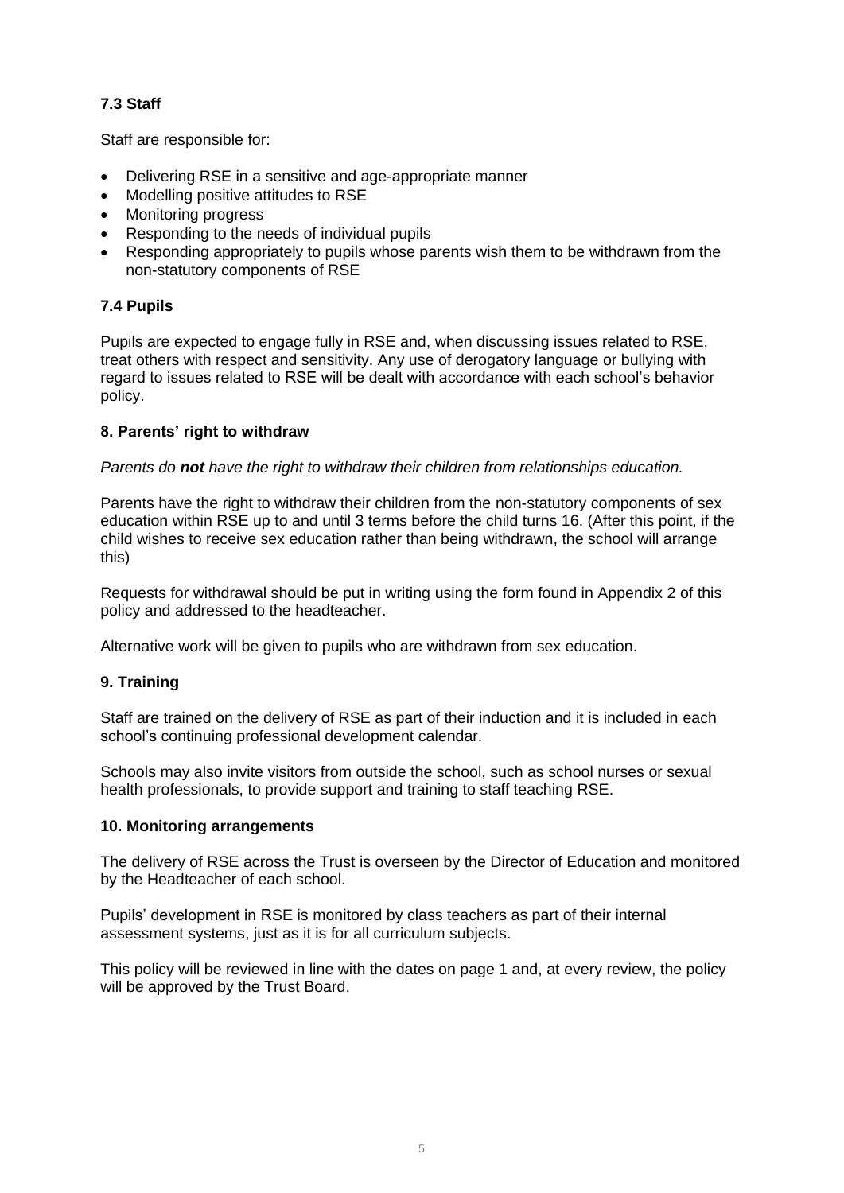### 7.3 Staff

Staff are responsible for:

- Delivering RSE in a sensitive and age-appropriate manner
- Modelling positive attitudes to RSE
- Monitoring progress
- Responding to the needs of individual pupils
- Responding appropriately to pupils whose parents wish them to be withdrawn from the non-statutory components of RSE

### 7.4 Pupils

Pupils are expected to engage fully in RSE and, when discussing issues related to RSE, treat others with respect and sensitivity. Any use of derogatory language or bullying with regard to issues related to RSE will be dealt with accordance with each school's behavior policy.

## 8. Parents' right to withdraw

*Parents do **not** have the right to withdraw their children from relationships education.*

Parents have the right to withdraw their children from the non-statutory components of sex education within RSE up to and until 3 terms before the child turns 16. (After this point, if the child wishes to receive sex education rather than being withdrawn, the school will arrange this)

Requests for withdrawal should be put in writing using the form found in Appendix 2 of this policy and addressed to the headteacher.

Alternative work will be given to pupils who are withdrawn from sex education.

## 9. Training

Staff are trained on the delivery of RSE as part of their induction and it is included in each school's continuing professional development calendar.

Schools may also invite visitors from outside the school, such as school nurses or sexual health professionals, to provide support and training to staff teaching RSE.

## 10. Monitoring arrangements

The delivery of RSE across the Trust is overseen by the Director of Education and monitored by the Headteacher of each school.

Pupils' development in RSE is monitored by class teachers as part of their internal assessment systems, just as it is for all curriculum subjects.

This policy will be reviewed in line with the dates on page 1 and, at every review, the policy will be approved by the Trust Board.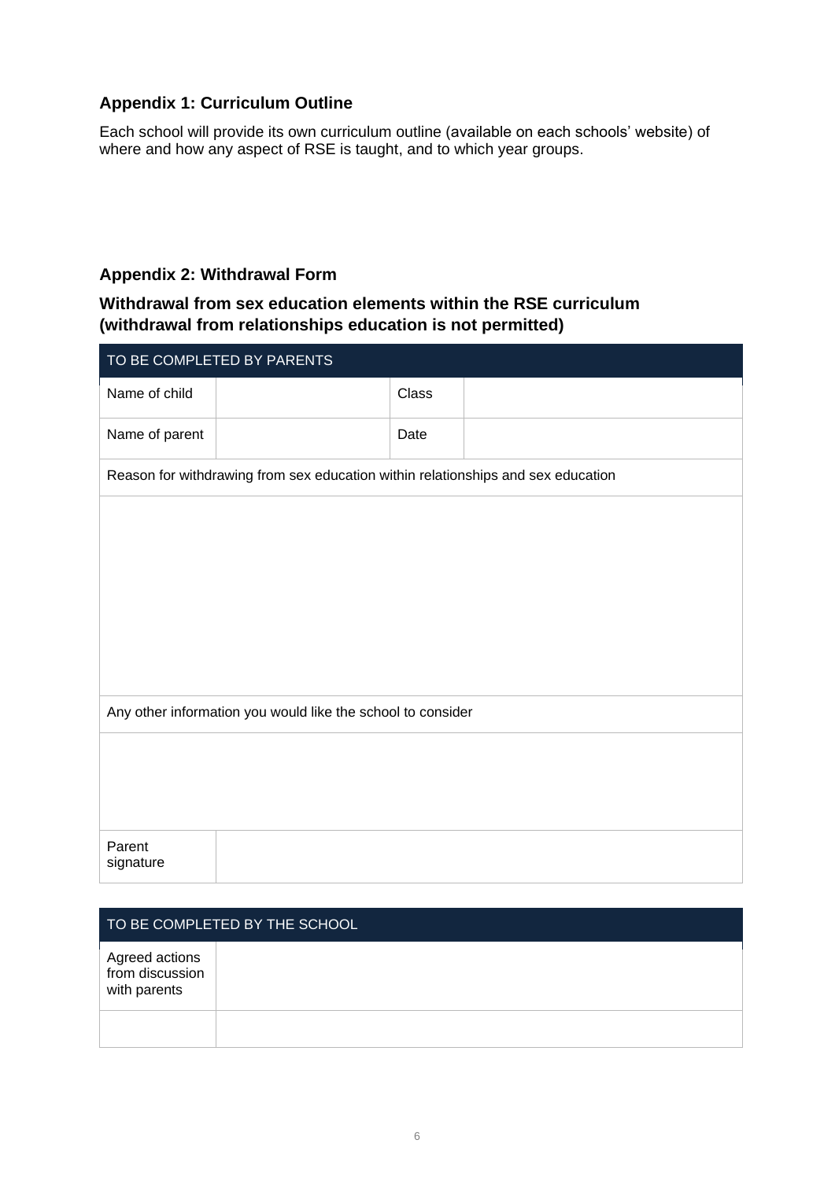## Appendix 1: Curriculum Outline

Each school will provide its own curriculum outline (available on each schools' website) of where and how any aspect of RSE is taught, and to which year groups.

## Appendix 2: Withdrawal Form

### Withdrawal from sex education elements within the RSE curriculum (withdrawal from relationships education is not permitted)

| TO BE COMPLETED BY PARENTS | | | |
|---|---|---|---|
| Name of child | | Class | |
| Name of parent | | Date | |
| Reason for withdrawing from sex education within relationships and sex education | | | |
| | | | |
| Any other information you would like the school to consider | | | |
| | | | |
| Parent signature | | | |

| TO BE COMPLETED BY THE SCHOOL | |
|---|---|
| Agreed actions from discussion with parents | |
| | |